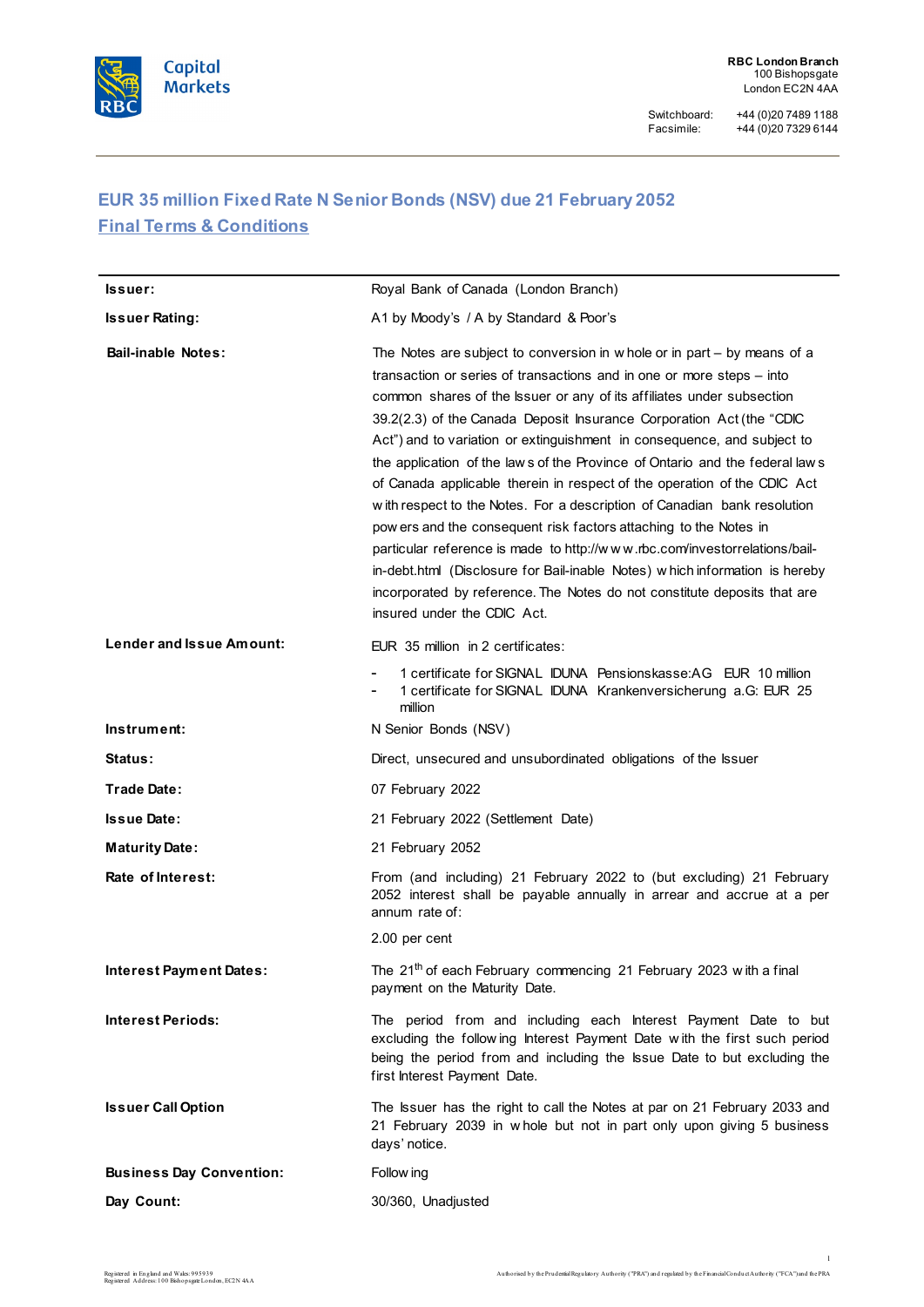**RBC London Branch**
100 Bishopsgate
London EC2N 4AA

Switchboard: +44 (0)20 7489 1188
Facsimile: +44 (0)20 7329 6144

# EUR 35 million Fixed Rate N Senior Bonds (NSV) due 21 February 2052

## Final Terms & Conditions

| | |
|---|---|
| **Issuer:** | Royal Bank of Canada (London Branch) |
| **Issuer Rating:** | A1 by Moody's / A by Standard & Poor's |
| **Bail-inable Notes:** | The Notes are subject to conversion in whole or in part – by means of a transaction or series of transactions and in one or more steps – into common shares of the Issuer or any of its affiliates under subsection 39.2(2.3) of the Canada Deposit Insurance Corporation Act (the "CDIC Act") and to variation or extinguishment in consequence, and subject to the application of the laws of the Province of Ontario and the federal laws of Canada applicable therein in respect of the operation of the CDIC Act with respect to the Notes. For a description of Canadian bank resolution powers and the consequent risk factors attaching to the Notes in particular reference is made to http://www.rbc.com/investorrelations/bail-in-debt.html (Disclosure for Bail-inable Notes) which information is hereby incorporated by reference. The Notes do not constitute deposits that are insured under the CDIC Act. |
| **Lender and Issue Amount:** | EUR 35 million in 2 certificates:<br>- 1 certificate for SIGNAL IDUNA Pensionskasse:AG EUR 10 million<br>- 1 certificate for SIGNAL IDUNA Krankenversicherung a.G: EUR 25 million |
| **Instrument:** | N Senior Bonds (NSV) |
| **Status:** | Direct, unsecured and unsubordinated obligations of the Issuer |
| **Trade Date:** | 07 February 2022 |
| **Issue Date:** | 21 February 2022 (Settlement Date) |
| **Maturity Date:** | 21 February 2052 |
| **Rate of Interest:** | From (and including) 21 February 2022 to (but excluding) 21 February 2052 interest shall be payable annually in arrear and accrue at a per annum rate of:<br><br>2.00 per cent |
| **Interest Payment Dates:** | The 21st of each February commencing 21 February 2023 with a final payment on the Maturity Date. |
| **Interest Periods:** | The period from and including each Interest Payment Date to but excluding the following Interest Payment Date with the first such period being the period from and including the Issue Date to but excluding the first Interest Payment Date. |
| **Issuer Call Option** | The Issuer has the right to call the Notes at par on 21 February 2033 and 21 February 2039 in whole but not in part only upon giving 5 business days' notice. |
| **Business Day Convention:** | Following |
| **Day Count:** | 30/360, Unadjusted |

Registered in England and Wales: 995939
Registered Address: 100 Bishopsgate London, EC2N 4AA

Authorised by the Prudential Regulatory Authority ("PRA") and regulated by the Financial Conduct Authority ("FCA") and the PRA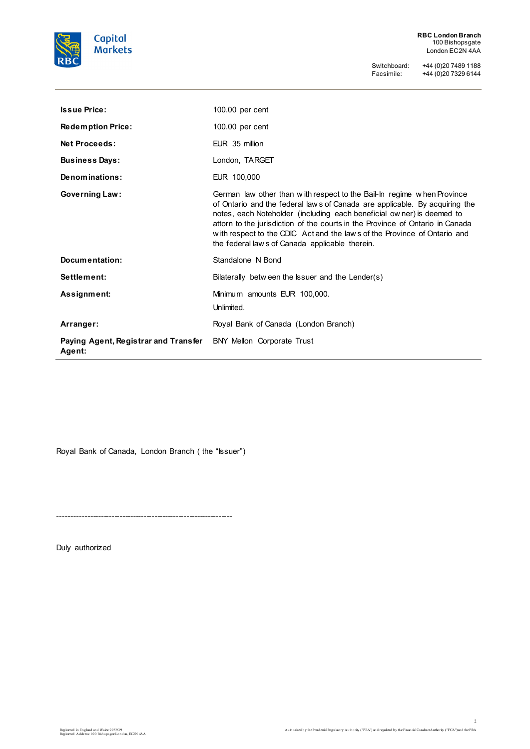| | |
|---|---|
| **Issue Price:** | 100.00 per cent |
| **Redemption Price:** | 100.00 per cent |
| **Net Proceeds:** | EUR 35 million |
| **Business Days:** | London, TARGET |
| **Denominations:** | EUR 100,000 |
| **Governing Law:** | German law other than with respect to the Bail-In regime when Province of Ontario and the federal laws of Canada are applicable. By acquiring the notes, each Noteholder (including each beneficial owner) is deemed to attorn to the jurisdiction of the courts in the Province of Ontario in Canada with respect to the CDIC Act and the laws of the Province of Ontario and the federal laws of Canada applicable therein. |
| **Documentation:** | Standalone N Bond |
| **Settlement:** | Bilaterally between the Issuer and the Lender(s) |
| **Assignment:** | Minimum amounts EUR 100,000. Unlimited. |
| **Arranger:** | Royal Bank of Canada (London Branch) |
| **Paying Agent, Registrar and Transfer Agent:** | BNY Mellon Corporate Trust |

Royal Bank of Canada, London Branch ( the "Issuer")

---------------------------------------------------------

Duly authorized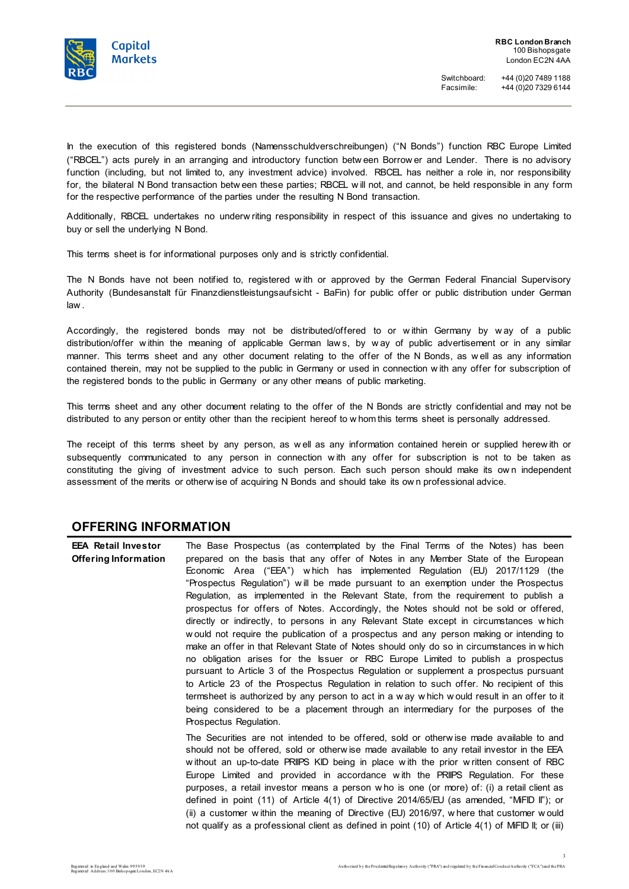In the execution of this registered bonds (Namensschuldverschreibungen) ("N Bonds") function RBC Europe Limited ("RBCEL") acts purely in an arranging and introductory function between Borrower and Lender. There is no advisory function (including, but not limited to, any investment advice) involved. RBCEL has neither a role in, nor responsibility for, the bilateral N Bond transaction between these parties; RBCEL will not, and cannot, be held responsible in any form for the respective performance of the parties under the resulting N Bond transaction.

Additionally, RBCEL undertakes no underwriting responsibility in respect of this issuance and gives no undertaking to buy or sell the underlying N Bond.

This terms sheet is for informational purposes only and is strictly confidential.

The N Bonds have not been notified to, registered with or approved by the German Federal Financial Supervisory Authority (Bundesanstalt für Finanzdienstleistungsaufsicht - BaFin) for public offer or public distribution under German law.

Accordingly, the registered bonds may not be distributed/offered to or within Germany by way of a public distribution/offer within the meaning of applicable German laws, by way of public advertisement or in any similar manner. This terms sheet and any other document relating to the offer of the N Bonds, as well as any information contained therein, may not be supplied to the public in Germany or used in connection with any offer for subscription of the registered bonds to the public in Germany or any other means of public marketing.

This terms sheet and any other document relating to the offer of the N Bonds are strictly confidential and may not be distributed to any person or entity other than the recipient hereof to whom this terms sheet is personally addressed.

The receipt of this terms sheet by any person, as well as any information contained herein or supplied herewith or subsequently communicated to any person in connection with any offer for subscription is not to be taken as constituting the giving of investment advice to such person. Each such person should make its own independent assessment of the merits or otherwise of acquiring N Bonds and should take its own professional advice.

## OFFERING INFORMATION

| | |
|---|---|
| **EEA Retail Investor Offering Information** | The Base Prospectus (as contemplated by the Final Terms of the Notes) has been prepared on the basis that any offer of Notes in any Member State of the European Economic Area ("EEA") which has implemented Regulation (EU) 2017/1129 (the "Prospectus Regulation") will be made pursuant to an exemption under the Prospectus Regulation, as implemented in the Relevant State, from the requirement to publish a prospectus for offers of Notes. Accordingly, the Notes should not be sold or offered, directly or indirectly, to persons in any Relevant State except in circumstances which would not require the publication of a prospectus and any person making or intending to make an offer in that Relevant State of Notes should only do so in circumstances in which no obligation arises for the Issuer or RBC Europe Limited to publish a prospectus pursuant to Article 3 of the Prospectus Regulation or supplement a prospectus pursuant to Article 23 of the Prospectus Regulation in relation to such offer. No recipient of this termsheet is authorized by any person to act in a way which would result in an offer to it being considered to be a placement through an intermediary for the purposes of the Prospectus Regulation.<br><br>The Securities are not intended to be offered, sold or otherwise made available to and should not be offered, sold or otherwise made available to any retail investor in the EEA without an up-to-date PRIIPS KID being in place with the prior written consent of RBC Europe Limited and provided in accordance with the PRIIPS Regulation. For these purposes, a retail investor means a person who is one (or more) of: (i) a retail client as defined in point (11) of Article 4(1) of Directive 2014/65/EU (as amended, "MiFID II"); or (ii) a customer within the meaning of Directive (EU) 2016/97, where that customer would not qualify as a professional client as defined in point (10) of Article 4(1) of MiFID II; or (iii) |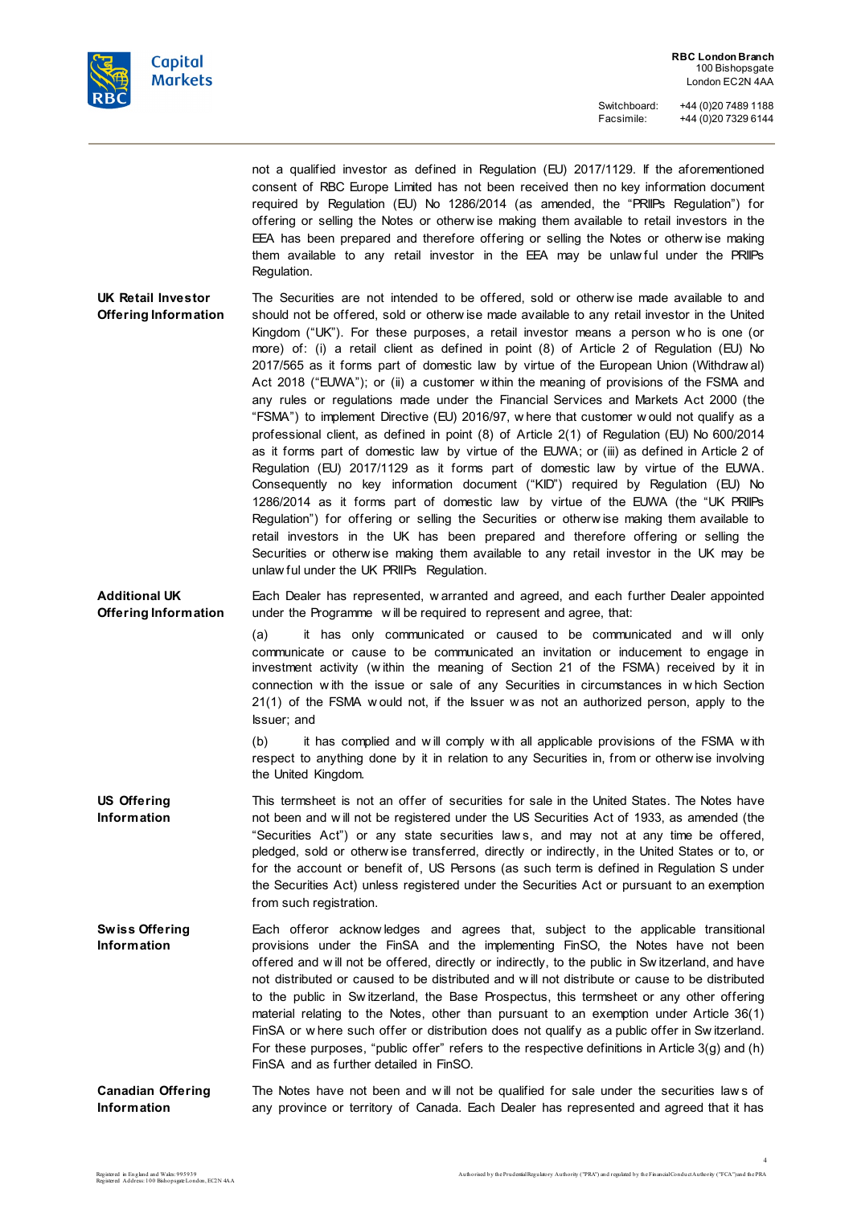not a qualified investor as defined in Regulation (EU) 2017/1129. If the aforementioned consent of RBC Europe Limited has not been received then no key information document required by Regulation (EU) No 1286/2014 (as amended, the "PRIIPs Regulation") for offering or selling the Notes or otherwise making them available to retail investors in the EEA has been prepared and therefore offering or selling the Notes or otherwise making them available to any retail investor in the EEA may be unlawful under the PRIIPs Regulation.

**UK Retail Investor Offering Information**

The Securities are not intended to be offered, sold or otherwise made available to and should not be offered, sold or otherwise made available to any retail investor in the United Kingdom ("UK"). For these purposes, a retail investor means a person who is one (or more) of: (i) a retail client as defined in point (8) of Article 2 of Regulation (EU) No 2017/565 as it forms part of domestic law by virtue of the European Union (Withdrawal) Act 2018 ("EUWA"); or (ii) a customer within the meaning of provisions of the FSMA and any rules or regulations made under the Financial Services and Markets Act 2000 (the "FSMA") to implement Directive (EU) 2016/97, where that customer would not qualify as a professional client, as defined in point (8) of Article 2(1) of Regulation (EU) No 600/2014 as it forms part of domestic law by virtue of the EUWA; or (iii) as defined in Article 2 of Regulation (EU) 2017/1129 as it forms part of domestic law by virtue of the EUWA. Consequently no key information document ("KID") required by Regulation (EU) No 1286/2014 as it forms part of domestic law by virtue of the EUWA (the "UK PRIIPs Regulation") for offering or selling the Securities or otherwise making them available to retail investors in the UK has been prepared and therefore offering or selling the Securities or otherwise making them available to any retail investor in the UK may be unlawful under the UK PRIIPs Regulation.

**Additional UK Offering Information**

Each Dealer has represented, warranted and agreed, and each further Dealer appointed under the Programme will be required to represent and agree, that:

(a) it has only communicated or caused to be communicated and will only communicate or cause to be communicated an invitation or inducement to engage in investment activity (within the meaning of Section 21 of the FSMA) received by it in connection with the issue or sale of any Securities in circumstances in which Section 21(1) of the FSMA would not, if the Issuer was not an authorized person, apply to the Issuer; and

(b) it has complied and will comply with all applicable provisions of the FSMA with respect to anything done by it in relation to any Securities in, from or otherwise involving the United Kingdom.

**US Offering Information**

This termsheet is not an offer of securities for sale in the United States. The Notes have not been and will not be registered under the US Securities Act of 1933, as amended (the "Securities Act") or any state securities laws, and may not at any time be offered, pledged, sold or otherwise transferred, directly or indirectly, in the United States or to, or for the account or benefit of, US Persons (as such term is defined in Regulation S under the Securities Act) unless registered under the Securities Act or pursuant to an exemption from such registration.

**Swiss Offering Information**

Each offeror acknowledges and agrees that, subject to the applicable transitional provisions under the FinSA and the implementing FinSO, the Notes have not been offered and will not be offered, directly or indirectly, to the public in Switzerland, and have not distributed or caused to be distributed and will not distribute or cause to be distributed to the public in Switzerland, the Base Prospectus, this termsheet or any other offering material relating to the Notes, other than pursuant to an exemption under Article 36(1) FinSA or where such offer or distribution does not qualify as a public offer in Switzerland. For these purposes, "public offer" refers to the respective definitions in Article 3(g) and (h) FinSA and as further detailed in FinSO.

**Canadian Offering Information**

The Notes have not been and will not be qualified for sale under the securities laws of any province or territory of Canada. Each Dealer has represented and agreed that it has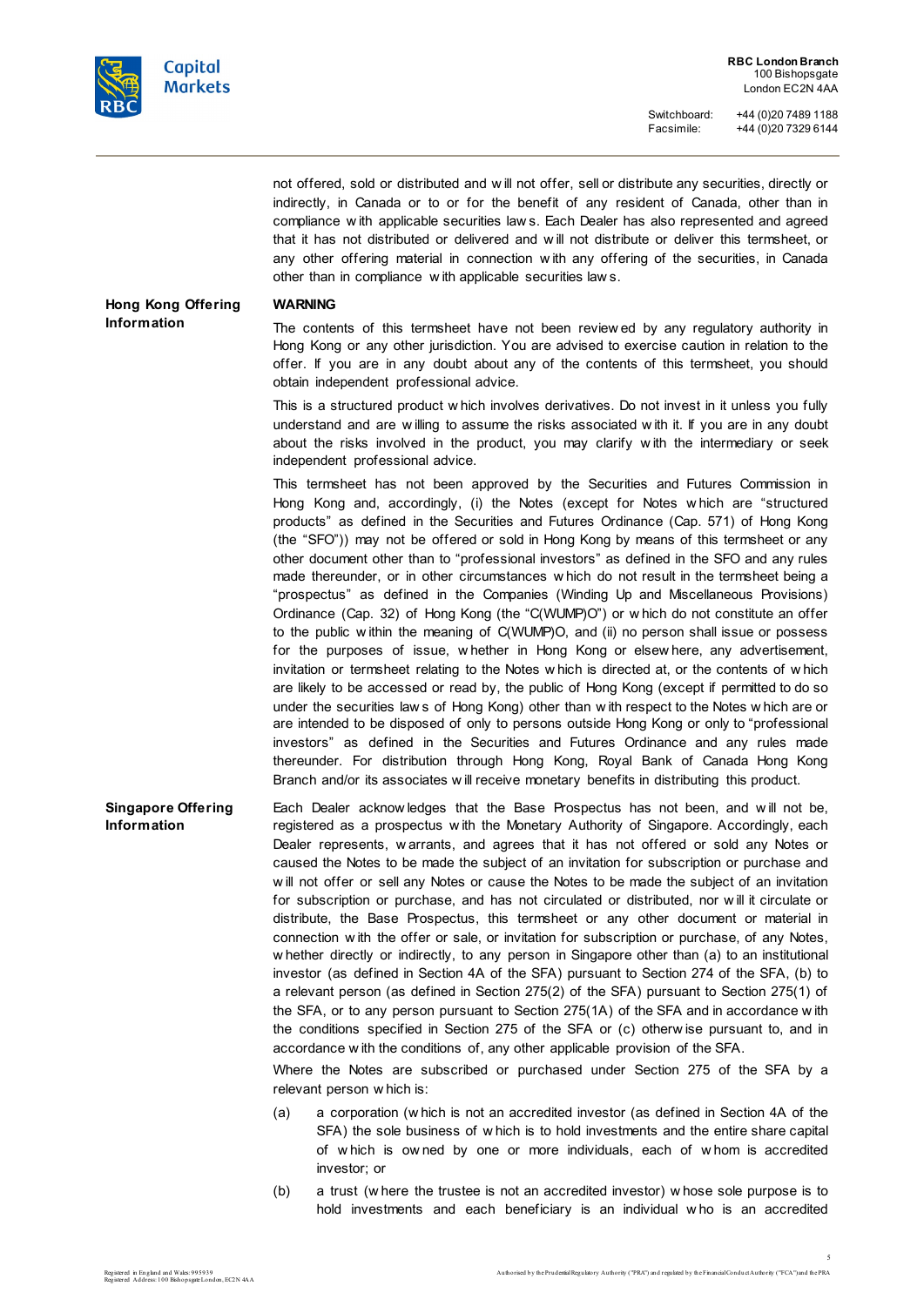not offered, sold or distributed and will not offer, sell or distribute any securities, directly or indirectly, in Canada or to or for the benefit of any resident of Canada, other than in compliance with applicable securities laws. Each Dealer has also represented and agreed that it has not distributed or delivered and will not distribute or deliver this termsheet, or any other offering material in connection with any offering of the securities, in Canada other than in compliance with applicable securities laws.

**Hong Kong Offering Information**

**WARNING**

The contents of this termsheet have not been reviewed by any regulatory authority in Hong Kong or any other jurisdiction. You are advised to exercise caution in relation to the offer. If you are in any doubt about any of the contents of this termsheet, you should obtain independent professional advice.

This is a structured product which involves derivatives. Do not invest in it unless you fully understand and are willing to assume the risks associated with it. If you are in any doubt about the risks involved in the product, you may clarify with the intermediary or seek independent professional advice.

This termsheet has not been approved by the Securities and Futures Commission in Hong Kong and, accordingly, (i) the Notes (except for Notes which are "structured products" as defined in the Securities and Futures Ordinance (Cap. 571) of Hong Kong (the "SFO")) may not be offered or sold in Hong Kong by means of this termsheet or any other document other than to "professional investors" as defined in the SFO and any rules made thereunder, or in other circumstances which do not result in the termsheet being a "prospectus" as defined in the Companies (Winding Up and Miscellaneous Provisions) Ordinance (Cap. 32) of Hong Kong (the "C(WUMP)O") or which do not constitute an offer to the public within the meaning of C(WUMP)O, and (ii) no person shall issue or possess for the purposes of issue, whether in Hong Kong or elsewhere, any advertisement, invitation or termsheet relating to the Notes which is directed at, or the contents of which are likely to be accessed or read by, the public of Hong Kong (except if permitted to do so under the securities laws of Hong Kong) other than with respect to the Notes which are or are intended to be disposed of only to persons outside Hong Kong or only to "professional investors" as defined in the Securities and Futures Ordinance and any rules made thereunder. For distribution through Hong Kong, Royal Bank of Canada Hong Kong Branch and/or its associates will receive monetary benefits in distributing this product.

**Singapore Offering Information**

Each Dealer acknowledges that the Base Prospectus has not been, and will not be, registered as a prospectus with the Monetary Authority of Singapore. Accordingly, each Dealer represents, warrants, and agrees that it has not offered or sold any Notes or caused the Notes to be made the subject of an invitation for subscription or purchase and will not offer or sell any Notes or cause the Notes to be made the subject of an invitation for subscription or purchase, and has not circulated or distributed, nor will it circulate or distribute, the Base Prospectus, this termsheet or any other document or material in connection with the offer or sale, or invitation for subscription or purchase, of any Notes, whether directly or indirectly, to any person in Singapore other than (a) to an institutional investor (as defined in Section 4A of the SFA) pursuant to Section 274 of the SFA, (b) to a relevant person (as defined in Section 275(2) of the SFA) pursuant to Section 275(1) of the SFA, or to any person pursuant to Section 275(1A) of the SFA and in accordance with the conditions specified in Section 275 of the SFA or (c) otherwise pursuant to, and in accordance with the conditions of, any other applicable provision of the SFA.

Where the Notes are subscribed or purchased under Section 275 of the SFA by a relevant person which is:

(a) a corporation (which is not an accredited investor (as defined in Section 4A of the SFA) the sole business of which is to hold investments and the entire share capital of which is owned by one or more individuals, each of whom is accredited investor; or

(b) a trust (where the trustee is not an accredited investor) whose sole purpose is to hold investments and each beneficiary is an individual who is an accredited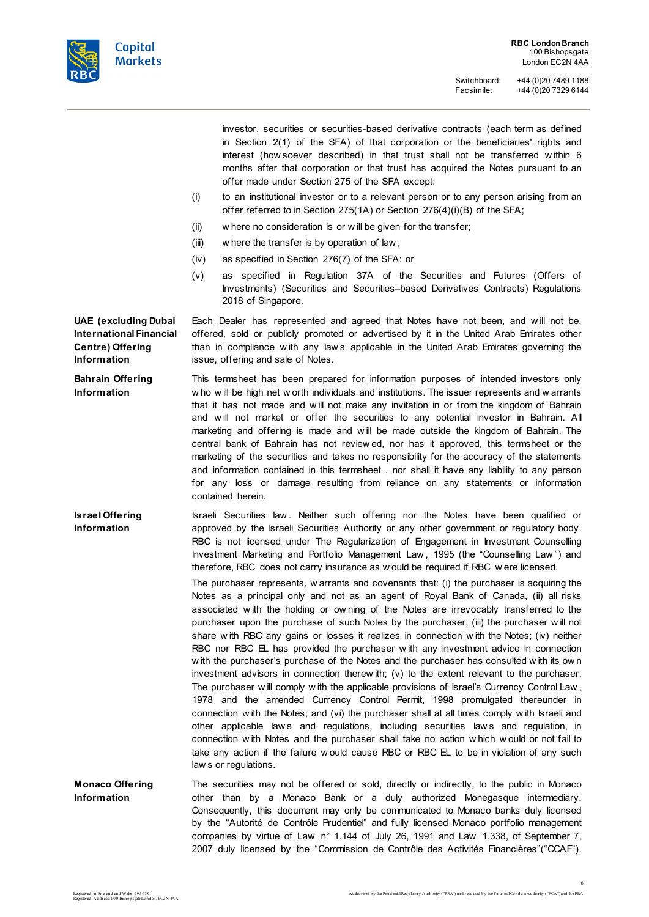investor, securities or securities-based derivative contracts (each term as defined in Section 2(1) of the SFA) of that corporation or the beneficiaries' rights and interest (howsoever described) in that trust shall not be transferred within 6 months after that corporation or that trust has acquired the Notes pursuant to an offer made under Section 275 of the SFA except:

(i) to an institutional investor or to a relevant person or to any person arising from an offer referred to in Section 275(1A) or Section 276(4)(i)(B) of the SFA;

(ii) where no consideration is or will be given for the transfer;

(iii) where the transfer is by operation of law;

(iv) as specified in Section 276(7) of the SFA; or

(v) as specified in Regulation 37A of the Securities and Futures (Offers of Investments) (Securities and Securities–based Derivatives Contracts) Regulations 2018 of Singapore.

**UAE (excluding Dubai International Financial Centre) Offering Information**

Each Dealer has represented and agreed that Notes have not been, and will not be, offered, sold or publicly promoted or advertised by it in the United Arab Emirates other than in compliance with any laws applicable in the United Arab Emirates governing the issue, offering and sale of Notes.

**Bahrain Offering Information**

This termsheet has been prepared for information purposes of intended investors only who will be high net worth individuals and institutions. The issuer represents and warrants that it has not made and will not make any invitation in or from the kingdom of Bahrain and will not market or offer the securities to any potential investor in Bahrain. All marketing and offering is made and will be made outside the kingdom of Bahrain. The central bank of Bahrain has not reviewed, nor has it approved, this termsheet or the marketing of the securities and takes no responsibility for the accuracy of the statements and information contained in this termsheet , nor shall it have any liability to any person for any loss or damage resulting from reliance on any statements or information contained herein.

**Israel Offering Information**

Israeli Securities law. Neither such offering nor the Notes have been qualified or approved by the Israeli Securities Authority or any other government or regulatory body. RBC is not licensed under The Regularization of Engagement in Investment Counselling Investment Marketing and Portfolio Management Law, 1995 (the "Counselling Law") and therefore, RBC does not carry insurance as would be required if RBC were licensed.

The purchaser represents, warrants and covenants that: (i) the purchaser is acquiring the Notes as a principal only and not as an agent of Royal Bank of Canada, (ii) all risks associated with the holding or owning of the Notes are irrevocably transferred to the purchaser upon the purchase of such Notes by the purchaser, (iii) the purchaser will not share with RBC any gains or losses it realizes in connection with the Notes; (iv) neither RBC nor RBC EL has provided the purchaser with any investment advice in connection with the purchaser's purchase of the Notes and the purchaser has consulted with its own investment advisors in connection therewith; (v) to the extent relevant to the purchaser. The purchaser will comply with the applicable provisions of Israel's Currency Control Law, 1978 and the amended Currency Control Permit, 1998 promulgated thereunder in connection with the Notes; and (vi) the purchaser shall at all times comply with Israeli and other applicable laws and regulations, including securities laws and regulation, in connection with Notes and the purchaser shall take no action which would or not fail to take any action if the failure would cause RBC or RBC EL to be in violation of any such laws or regulations.

**Monaco Offering Information**

The securities may not be offered or sold, directly or indirectly, to the public in Monaco other than by a Monaco Bank or a duly authorized Monegasque intermediary. Consequently, this document may only be communicated to Monaco banks duly licensed by the "Autorité de Contrôle Prudentiel" and fully licensed Monaco portfolio management companies by virtue of Law n° 1.144 of July 26, 1991 and Law 1.338, of September 7, 2007 duly licensed by the "Commission de Contrôle des Activités Financières"("CCAF").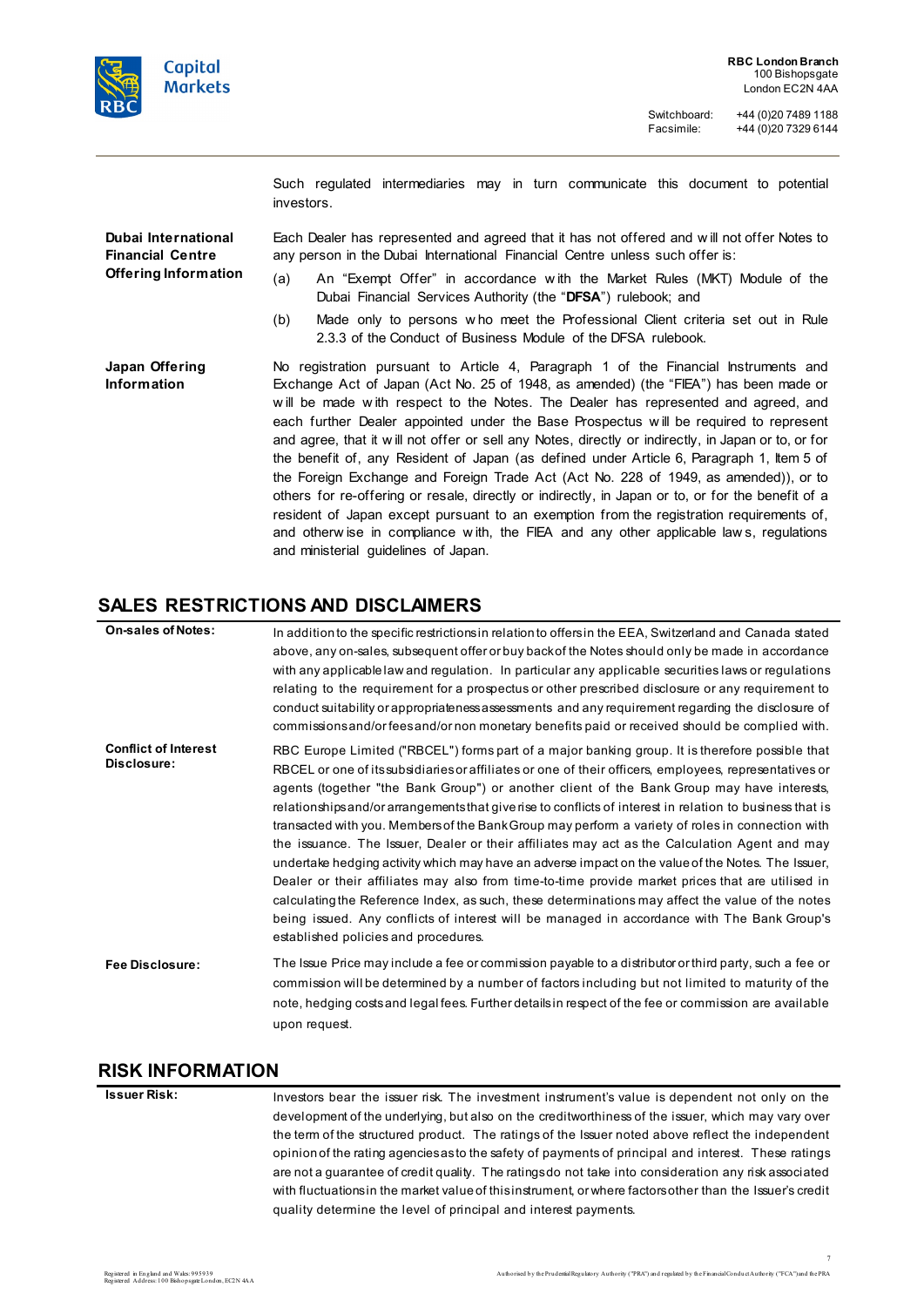| | |
|---|---|
| | Such regulated intermediaries may in turn communicate this document to potential investors. |
| **Dubai International Financial Centre Offering Information** | Each Dealer has represented and agreed that it has not offered and will not offer Notes to any person in the Dubai International Financial Centre unless such offer is:<br>(a) An "Exempt Offer" in accordance with the Market Rules (MKT) Module of the Dubai Financial Services Authority (the "**DFSA**") rulebook; and<br>(b) Made only to persons who meet the Professional Client criteria set out in Rule 2.3.3 of the Conduct of Business Module of the DFSA rulebook. |
| **Japan Offering Information** | No registration pursuant to Article 4, Paragraph 1 of the Financial Instruments and Exchange Act of Japan (Act No. 25 of 1948, as amended) (the "FIEA") has been made or will be made with respect to the Notes. The Dealer has represented and agreed, and each further Dealer appointed under the Base Prospectus will be required to represent and agree, that it will not offer or sell any Notes, directly or indirectly, in Japan or to, or for the benefit of, any Resident of Japan (as defined under Article 6, Paragraph 1, Item 5 of the Foreign Exchange and Foreign Trade Act (Act No. 228 of 1949, as amended)), or to others for re-offering or resale, directly or indirectly, in Japan or to, or for the benefit of a resident of Japan except pursuant to an exemption from the registration requirements of, and otherwise in compliance with, the FIEA and any other applicable laws, regulations and ministerial guidelines of Japan. |

## SALES RESTRICTIONS AND DISCLAIMERS

| | |
|---|---|
| **On-sales of Notes:** | In addition to the specific restrictions in relation to offers in the EEA, Switzerland and Canada stated above, any on-sales, subsequent offer or buy back of the Notes should only be made in accordance with any applicable law and regulation. In particular any applicable securities laws or regulations relating to the requirement for a prospectus or other prescribed disclosure or any requirement to conduct suitability or appropriateness assessments and any requirement regarding the disclosure of commissions and/or fees and/or non monetary benefits paid or received should be complied with. |
| **Conflict of Interest Disclosure:** | RBC Europe Limited ("RBCEL") forms part of a major banking group. It is therefore possible that RBCEL or one of its subsidiaries or affiliates or one of their officers, employees, representatives or agents (together "the Bank Group") or another client of the Bank Group may have interests, relationships and/or arrangements that give rise to conflicts of interest in relation to business that is transacted with you. Members of the Bank Group may perform a variety of roles in connection with the issuance. The Issuer, Dealer or their affiliates may act as the Calculation Agent and may undertake hedging activity which may have an adverse impact on the value of the Notes. The Issuer, Dealer or their affiliates may also from time-to-time provide market prices that are utilised in calculating the Reference Index, as such, these determinations may affect the value of the notes being issued. Any conflicts of interest will be managed in accordance with The Bank Group's established policies and procedures. |
| **Fee Disclosure:** | The Issue Price may include a fee or commission payable to a distributor or third party, such a fee or commission will be determined by a number of factors including but not limited to maturity of the note, hedging costs and legal fees. Further details in respect of the fee or commission are available upon request. |

## RISK INFORMATION

| | |
|---|---|
| **Issuer Risk:** | Investors bear the issuer risk. The investment instrument's value is dependent not only on the development of the underlying, but also on the creditworthiness of the issuer, which may vary over the term of the structured product. The ratings of the Issuer noted above reflect the independent opinion of the rating agencies as to the safety of payments of principal and interest. These ratings are not a guarantee of credit quality. The ratings do not take into consideration any risk associated with fluctuations in the market value of this instrument, or where factors other than the Issuer's credit quality determine the level of principal and interest payments. |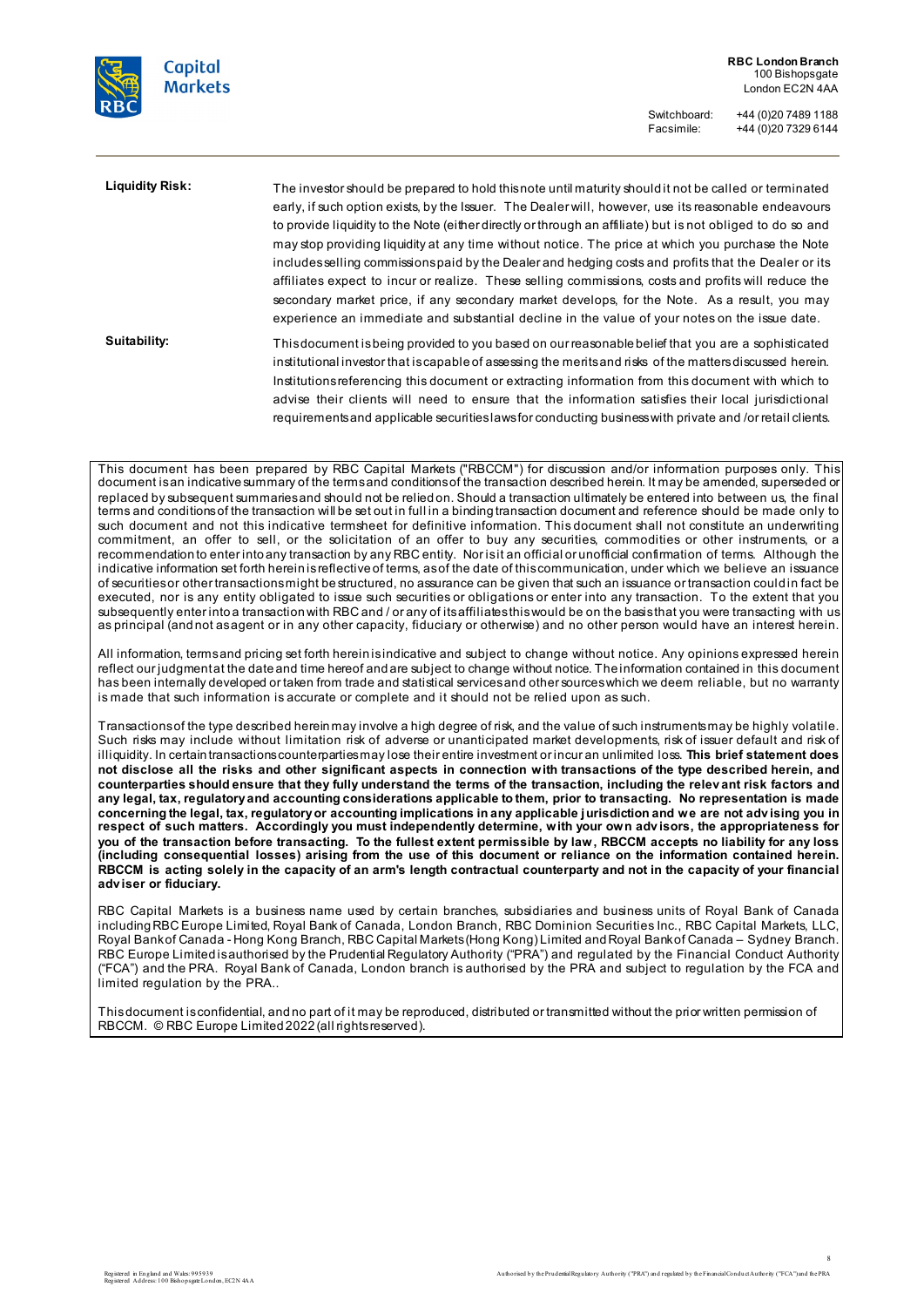**RBC London Branch**
100 Bishopsgate
London EC2N 4AA

Switchboard: +44 (0)20 7489 1188
Facsimile: +44 (0)20 7329 6144

| | |
|---|---|
| **Liquidity Risk:** | The investor should be prepared to hold this note until maturity should it not be called or terminated early, if such option exists, by the Issuer. The Dealer will, however, use its reasonable endeavours to provide liquidity to the Note (either directly or through an affiliate) but is not obliged to do so and may stop providing liquidity at any time without notice. The price at which you purchase the Note includes selling commissions paid by the Dealer and hedging costs and profits that the Dealer or its affiliates expect to incur or realize. These selling commissions, costs and profits will reduce the secondary market price, if any secondary market develops, for the Note. As a result, you may experience an immediate and substantial decline in the value of your notes on the issue date. |
| **Suitability:** | This document is being provided to you based on our reasonable belief that you are a sophisticated institutional investor that is capable of assessing the merits and risks of the matters discussed herein. Institutions referencing this document or extracting information from this document with which to advise their clients will need to ensure that the information satisfies their local jurisdictional requirements and applicable securities laws for conducting business with private and /or retail clients. |

This document has been prepared by RBC Capital Markets ("RBCCM") for discussion and/or information purposes only. This document is an indicative summary of the terms and conditions of the transaction described herein. It may be amended, superseded or replaced by subsequent summaries and should not be relied on. Should a transaction ultimately be entered into between us, the final terms and conditions of the transaction will be set out in full in a binding transaction document and reference should be made only to such document and not this indicative termsheet for definitive information. This document shall not constitute an underwriting commitment, an offer to sell, or the solicitation of an offer to buy any securities, commodities or other instruments, or a recommendation to enter into any transaction by any RBC entity. Nor is it an official or unofficial confirmation of terms. Although the indicative information set forth herein is reflective of terms, as of the date of this communication, under which we believe an issuance of securities or other transactions might be structured, no assurance can be given that such an issuance or transaction could in fact be executed, nor is any entity obligated to issue such securities or obligations or enter into any transaction. To the extent that you subsequently enter into a transaction with RBC and / or any of its affiliates this would be on the basis that you were transacting with us as principal (and not as agent or in any other capacity, fiduciary or otherwise) and no other person would have an interest herein.

All information, terms and pricing set forth herein is indicative and subject to change without notice. Any opinions expressed herein reflect our judgment at the date and time hereof and are subject to change without notice. The information contained in this document has been internally developed or taken from trade and statistical services and other sources which we deem reliable, but no warranty is made that such information is accurate or complete and it should not be relied upon as such.

Transactions of the type described herein may involve a high degree of risk, and the value of such instruments may be highly volatile. Such risks may include without limitation risk of adverse or unanticipated market developments, risk of issuer default and risk of illiquidity. In certain transactions counterparties may lose their entire investment or incur an unlimited loss. **This brief statement does not disclose all the risks and other significant aspects in connection with transactions of the type described herein, and counterparties should ensure that they fully understand the terms of the transaction, including the relevant risk factors and any legal, tax, regulatory and accounting considerations applicable to them, prior to transacting. No representation is made concerning the legal, tax, regulatory or accounting implications in any applicable jurisdiction and we are not advising you in respect of such matters. Accordingly you must independently determine, with your own advisors, the appropriateness for you of the transaction before transacting. To the fullest extent permissible by law, RBCCM accepts no liability for any loss (including consequential losses) arising from the use of this document or reliance on the information contained herein. RBCCM is acting solely in the capacity of an arm's length contractual counterparty and not in the capacity of your financial adviser or fiduciary.**

RBC Capital Markets is a business name used by certain branches, subsidiaries and business units of Royal Bank of Canada including RBC Europe Limited, Royal Bank of Canada, London Branch, RBC Dominion Securities Inc., RBC Capital Markets, LLC, Royal Bank of Canada - Hong Kong Branch, RBC Capital Markets (Hong Kong) Limited and Royal Bank of Canada – Sydney Branch. RBC Europe Limited is authorised by the Prudential Regulatory Authority ("PRA") and regulated by the Financial Conduct Authority ("FCA") and the PRA. Royal Bank of Canada, London branch is authorised by the PRA and subject to regulation by the FCA and limited regulation by the PRA..

This document is confidential, and no part of it may be reproduced, distributed or transmitted without the prior written permission of RBCCM. © RBC Europe Limited 2022 (all rights reserved).